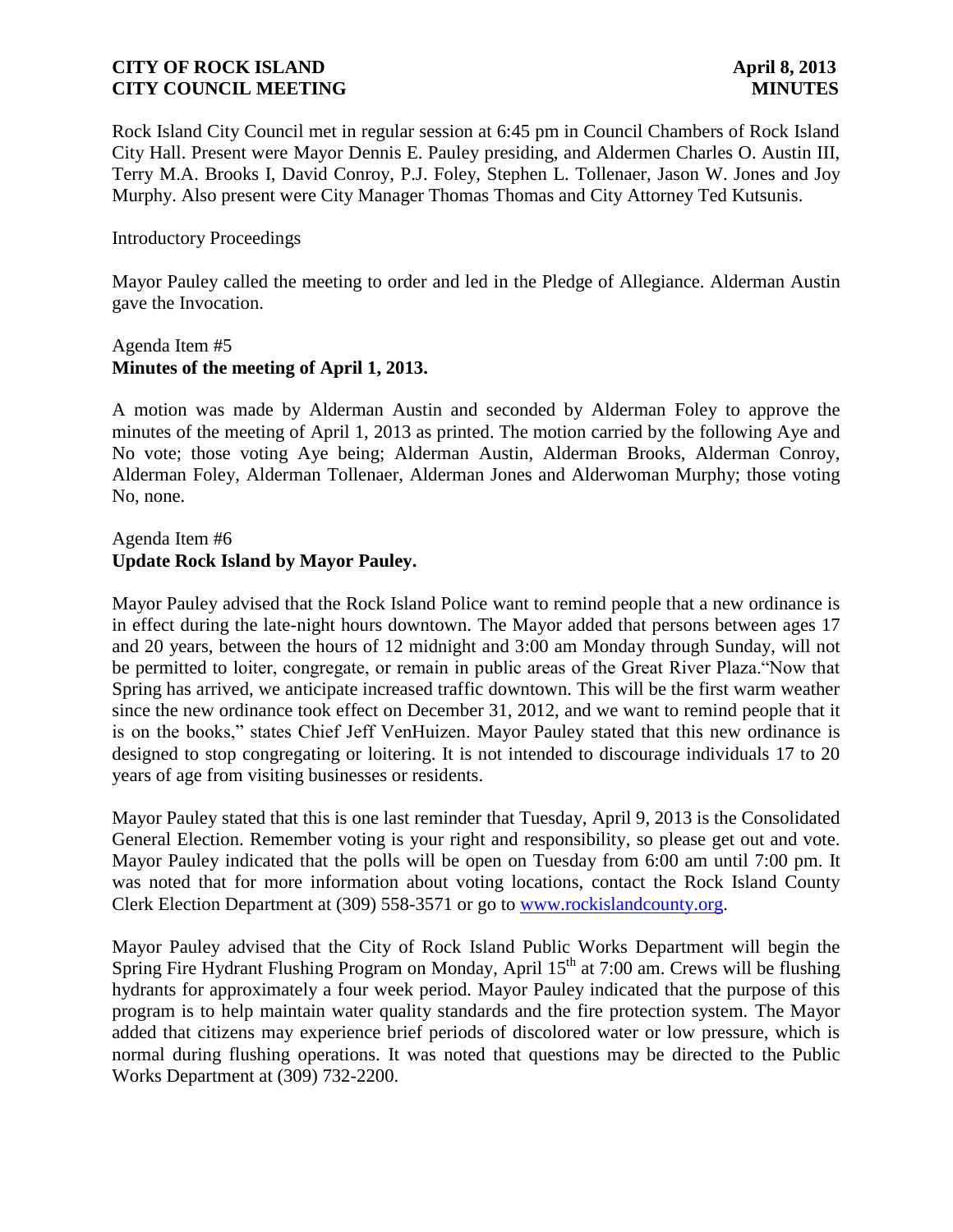Rock Island City Council met in regular session at 6:45 pm in Council Chambers of Rock Island City Hall. Present were Mayor Dennis E. Pauley presiding, and Aldermen Charles O. Austin III, Terry M.A. Brooks I, David Conroy, P.J. Foley, Stephen L. Tollenaer, Jason W. Jones and Joy Murphy. Also present were City Manager Thomas Thomas and City Attorney Ted Kutsunis.

Introductory Proceedings

Mayor Pauley called the meeting to order and led in the Pledge of Allegiance. Alderman Austin gave the Invocation.

Agenda Item #5
**Minutes of the meeting of April 1, 2013.**

A motion was made by Alderman Austin and seconded by Alderman Foley to approve the minutes of the meeting of April 1, 2013 as printed. The motion carried by the following Aye and No vote; those voting Aye being; Alderman Austin, Alderman Brooks, Alderman Conroy, Alderman Foley, Alderman Tollenaer, Alderman Jones and Alderwoman Murphy; those voting No, none.

Agenda Item #6
**Update Rock Island by Mayor Pauley.**

Mayor Pauley advised that the Rock Island Police want to remind people that a new ordinance is in effect during the late-night hours downtown. The Mayor added that persons between ages 17 and 20 years, between the hours of 12 midnight and 3:00 am Monday through Sunday, will not be permitted to loiter, congregate, or remain in public areas of the Great River Plaza."Now that Spring has arrived, we anticipate increased traffic downtown. This will be the first warm weather since the new ordinance took effect on December 31, 2012, and we want to remind people that it is on the books," states Chief Jeff VenHuizen. Mayor Pauley stated that this new ordinance is designed to stop congregating or loitering. It is not intended to discourage individuals 17 to 20 years of age from visiting businesses or residents.

Mayor Pauley stated that this is one last reminder that Tuesday, April 9, 2013 is the Consolidated General Election. Remember voting is your right and responsibility, so please get out and vote. Mayor Pauley indicated that the polls will be open on Tuesday from 6:00 am until 7:00 pm. It was noted that for more information about voting locations, contact the Rock Island County Clerk Election Department at (309) 558-3571 or go to www.rockislandcounty.org.

Mayor Pauley advised that the City of Rock Island Public Works Department will begin the Spring Fire Hydrant Flushing Program on Monday, April 15th at 7:00 am. Crews will be flushing hydrants for approximately a four week period. Mayor Pauley indicated that the purpose of this program is to help maintain water quality standards and the fire protection system. The Mayor added that citizens may experience brief periods of discolored water or low pressure, which is normal during flushing operations. It was noted that questions may be directed to the Public Works Department at (309) 732-2200.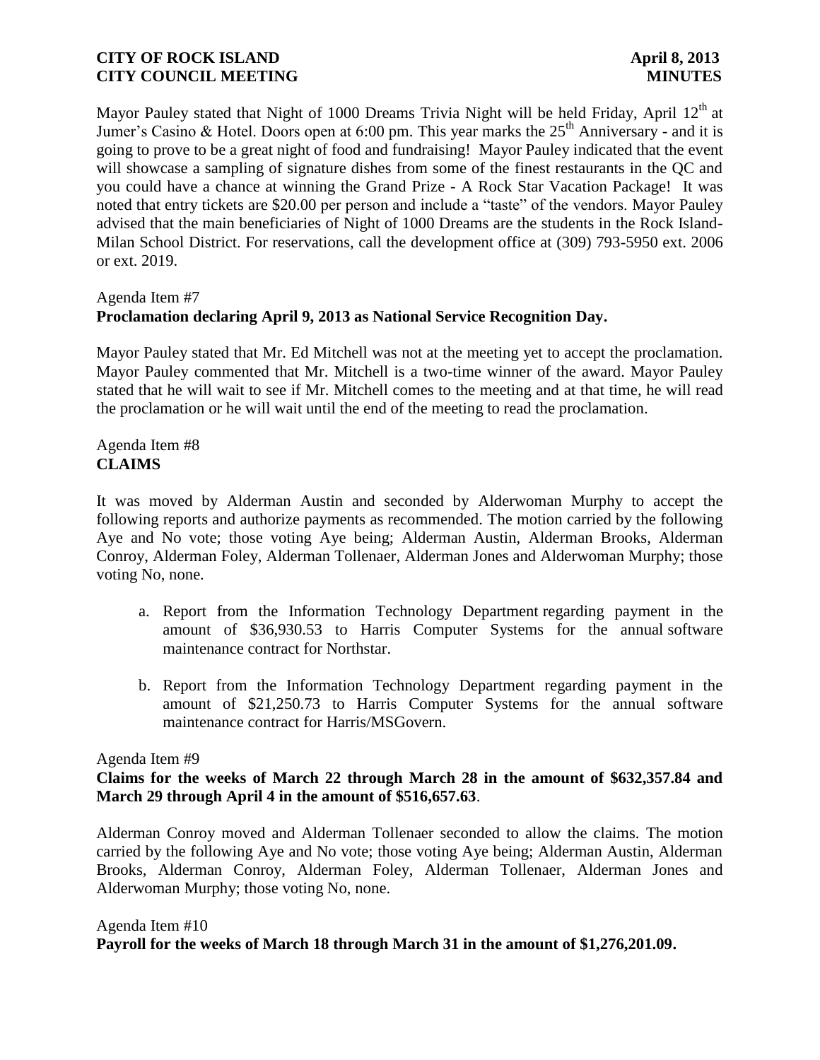Mayor Pauley stated that Night of 1000 Dreams Trivia Night will be held Friday, April 12th at Jumer's Casino & Hotel. Doors open at 6:00 pm. This year marks the 25th Anniversary - and it is going to prove to be a great night of food and fundraising! Mayor Pauley indicated that the event will showcase a sampling of signature dishes from some of the finest restaurants in the QC and you could have a chance at winning the Grand Prize - A Rock Star Vacation Package! It was noted that entry tickets are $20.00 per person and include a "taste" of the vendors. Mayor Pauley advised that the main beneficiaries of Night of 1000 Dreams are the students in the Rock Island-Milan School District. For reservations, call the development office at (309) 793-5950 ext. 2006 or ext. 2019.

Agenda Item #7
**Proclamation declaring April 9, 2013 as National Service Recognition Day.**

Mayor Pauley stated that Mr. Ed Mitchell was not at the meeting yet to accept the proclamation. Mayor Pauley commented that Mr. Mitchell is a two-time winner of the award. Mayor Pauley stated that he will wait to see if Mr. Mitchell comes to the meeting and at that time, he will read the proclamation or he will wait until the end of the meeting to read the proclamation.

Agenda Item #8
**CLAIMS**

It was moved by Alderman Austin and seconded by Alderwoman Murphy to accept the following reports and authorize payments as recommended. The motion carried by the following Aye and No vote; those voting Aye being; Alderman Austin, Alderman Brooks, Alderman Conroy, Alderman Foley, Alderman Tollenaer, Alderman Jones and Alderwoman Murphy; those voting No, none.

a. Report from the Information Technology Department regarding payment in the amount of $36,930.53 to Harris Computer Systems for the annual software maintenance contract for Northstar.

b. Report from the Information Technology Department regarding payment in the amount of $21,250.73 to Harris Computer Systems for the annual software maintenance contract for Harris/MSGovern.

Agenda Item #9
**Claims for the weeks of March 22 through March 28 in the amount of $632,357.84 and March 29 through April 4 in the amount of $516,657.63**.

Alderman Conroy moved and Alderman Tollenaer seconded to allow the claims. The motion carried by the following Aye and No vote; those voting Aye being; Alderman Austin, Alderman Brooks, Alderman Conroy, Alderman Foley, Alderman Tollenaer, Alderman Jones and Alderwoman Murphy; those voting No, none.

Agenda Item #10
**Payroll for the weeks of March 18 through March 31 in the amount of $1,276,201.09.**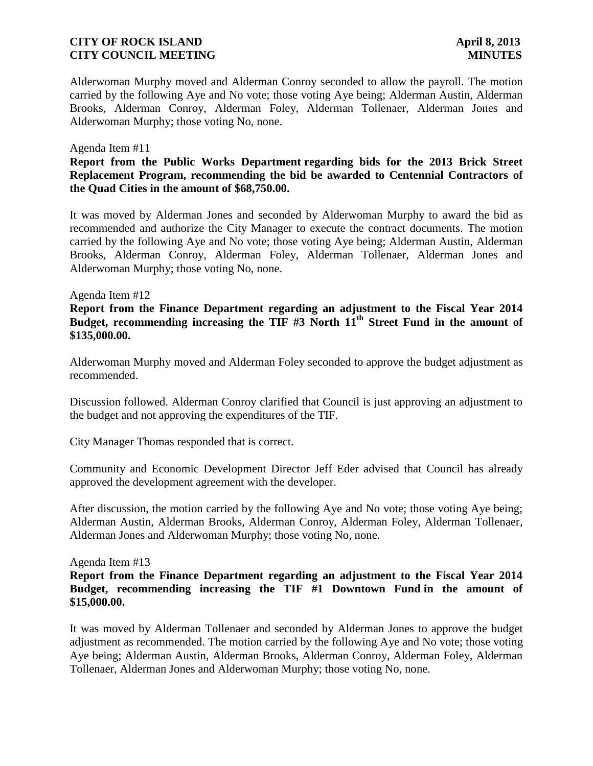Alderwoman Murphy moved and Alderman Conroy seconded to allow the payroll. The motion carried by the following Aye and No vote; those voting Aye being; Alderman Austin, Alderman Brooks, Alderman Conroy, Alderman Foley, Alderman Tollenaer, Alderman Jones and Alderwoman Murphy; those voting No, none.

Agenda Item #11

**Report from the Public Works Department regarding bids for the 2013 Brick Street Replacement Program, recommending the bid be awarded to Centennial Contractors of the Quad Cities in the amount of $68,750.00.**

It was moved by Alderman Jones and seconded by Alderwoman Murphy to award the bid as recommended and authorize the City Manager to execute the contract documents. The motion carried by the following Aye and No vote; those voting Aye being; Alderman Austin, Alderman Brooks, Alderman Conroy, Alderman Foley, Alderman Tollenaer, Alderman Jones and Alderwoman Murphy; those voting No, none.

Agenda Item #12

**Report from the Finance Department regarding an adjustment to the Fiscal Year 2014 Budget, recommending increasing the TIF #3 North 11th Street Fund in the amount of $135,000.00.**

Alderwoman Murphy moved and Alderman Foley seconded to approve the budget adjustment as recommended.

Discussion followed. Alderman Conroy clarified that Council is just approving an adjustment to the budget and not approving the expenditures of the TIF.

City Manager Thomas responded that is correct.

Community and Economic Development Director Jeff Eder advised that Council has already approved the development agreement with the developer.

After discussion, the motion carried by the following Aye and No vote; those voting Aye being; Alderman Austin, Alderman Brooks, Alderman Conroy, Alderman Foley, Alderman Tollenaer, Alderman Jones and Alderwoman Murphy; those voting No, none.

Agenda Item #13

**Report from the Finance Department regarding an adjustment to the Fiscal Year 2014 Budget, recommending increasing the TIF #1 Downtown Fund in the amount of $15,000.00.**

It was moved by Alderman Tollenaer and seconded by Alderman Jones to approve the budget adjustment as recommended. The motion carried by the following Aye and No vote; those voting Aye being; Alderman Austin, Alderman Brooks, Alderman Conroy, Alderman Foley, Alderman Tollenaer, Alderman Jones and Alderwoman Murphy; those voting No, none.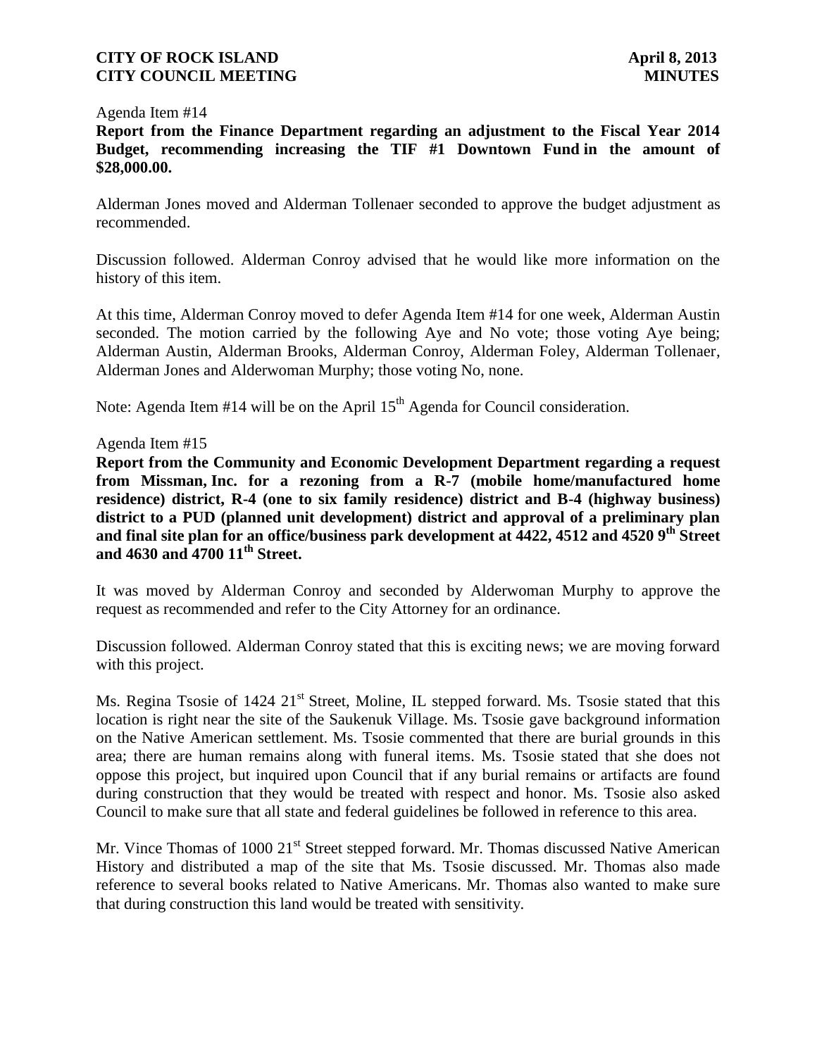Agenda Item #14

**Report from the Finance Department regarding an adjustment to the Fiscal Year 2014 Budget, recommending increasing the TIF #1 Downtown Fund in the amount of $28,000.00.**

Alderman Jones moved and Alderman Tollenaer seconded to approve the budget adjustment as recommended.

Discussion followed. Alderman Conroy advised that he would like more information on the history of this item.

At this time, Alderman Conroy moved to defer Agenda Item #14 for one week, Alderman Austin seconded. The motion carried by the following Aye and No vote; those voting Aye being; Alderman Austin, Alderman Brooks, Alderman Conroy, Alderman Foley, Alderman Tollenaer, Alderman Jones and Alderwoman Murphy; those voting No, none.

Note: Agenda Item #14 will be on the April 15th Agenda for Council consideration.

Agenda Item #15

**Report from the Community and Economic Development Department regarding a request from Missman, Inc. for a rezoning from a R-7 (mobile home/manufactured home residence) district, R-4 (one to six family residence) district and B-4 (highway business) district to a PUD (planned unit development) district and approval of a preliminary plan and final site plan for an office/business park development at 4422, 4512 and 4520 9th Street and 4630 and 4700 11th Street.**

It was moved by Alderman Conroy and seconded by Alderwoman Murphy to approve the request as recommended and refer to the City Attorney for an ordinance.

Discussion followed. Alderman Conroy stated that this is exciting news; we are moving forward with this project.

Ms. Regina Tsosie of 1424 21st Street, Moline, IL stepped forward. Ms. Tsosie stated that this location is right near the site of the Saukenuk Village. Ms. Tsosie gave background information on the Native American settlement. Ms. Tsosie commented that there are burial grounds in this area; there are human remains along with funeral items. Ms. Tsosie stated that she does not oppose this project, but inquired upon Council that if any burial remains or artifacts are found during construction that they would be treated with respect and honor. Ms. Tsosie also asked Council to make sure that all state and federal guidelines be followed in reference to this area.

Mr. Vince Thomas of 1000 21st Street stepped forward. Mr. Thomas discussed Native American History and distributed a map of the site that Ms. Tsosie discussed. Mr. Thomas also made reference to several books related to Native Americans. Mr. Thomas also wanted to make sure that during construction this land would be treated with sensitivity.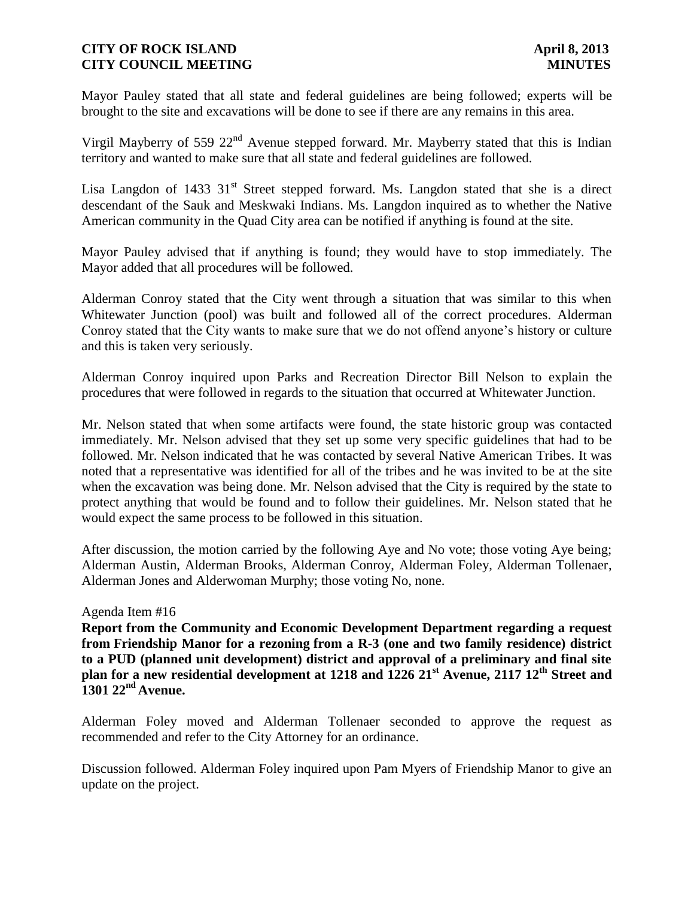Mayor Pauley stated that all state and federal guidelines are being followed; experts will be brought to the site and excavations will be done to see if there are any remains in this area.

Virgil Mayberry of 559 22nd Avenue stepped forward. Mr. Mayberry stated that this is Indian territory and wanted to make sure that all state and federal guidelines are followed.

Lisa Langdon of 1433 31st Street stepped forward. Ms. Langdon stated that she is a direct descendant of the Sauk and Meskwaki Indians. Ms. Langdon inquired as to whether the Native American community in the Quad City area can be notified if anything is found at the site.

Mayor Pauley advised that if anything is found; they would have to stop immediately. The Mayor added that all procedures will be followed.

Alderman Conroy stated that the City went through a situation that was similar to this when Whitewater Junction (pool) was built and followed all of the correct procedures. Alderman Conroy stated that the City wants to make sure that we do not offend anyone's history or culture and this is taken very seriously.

Alderman Conroy inquired upon Parks and Recreation Director Bill Nelson to explain the procedures that were followed in regards to the situation that occurred at Whitewater Junction.

Mr. Nelson stated that when some artifacts were found, the state historic group was contacted immediately. Mr. Nelson advised that they set up some very specific guidelines that had to be followed. Mr. Nelson indicated that he was contacted by several Native American Tribes. It was noted that a representative was identified for all of the tribes and he was invited to be at the site when the excavation was being done. Mr. Nelson advised that the City is required by the state to protect anything that would be found and to follow their guidelines. Mr. Nelson stated that he would expect the same process to be followed in this situation.

After discussion, the motion carried by the following Aye and No vote; those voting Aye being; Alderman Austin, Alderman Brooks, Alderman Conroy, Alderman Foley, Alderman Tollenaer, Alderman Jones and Alderwoman Murphy; those voting No, none.

Agenda Item #16

**Report from the Community and Economic Development Department regarding a request from Friendship Manor for a rezoning from a R-3 (one and two family residence) district to a PUD (planned unit development) district and approval of a preliminary and final site plan for a new residential development at 1218 and 1226 21st Avenue, 2117 12th Street and 1301 22nd Avenue.**

Alderman Foley moved and Alderman Tollenaer seconded to approve the request as recommended and refer to the City Attorney for an ordinance.

Discussion followed. Alderman Foley inquired upon Pam Myers of Friendship Manor to give an update on the project.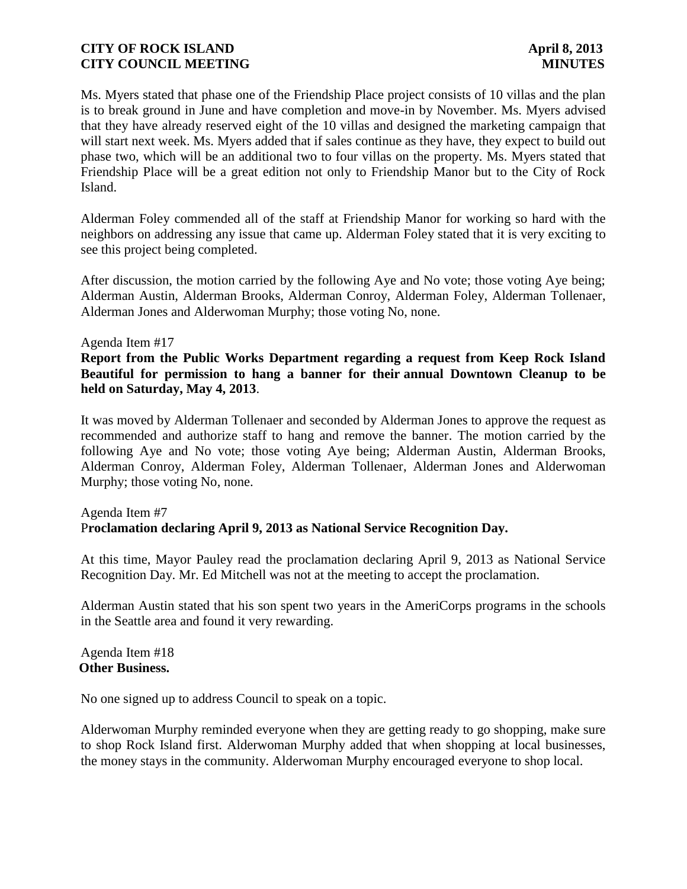Ms. Myers stated that phase one of the Friendship Place project consists of 10 villas and the plan is to break ground in June and have completion and move-in by November. Ms. Myers advised that they have already reserved eight of the 10 villas and designed the marketing campaign that will start next week. Ms. Myers added that if sales continue as they have, they expect to build out phase two, which will be an additional two to four villas on the property. Ms. Myers stated that Friendship Place will be a great edition not only to Friendship Manor but to the City of Rock Island.

Alderman Foley commended all of the staff at Friendship Manor for working so hard with the neighbors on addressing any issue that came up. Alderman Foley stated that it is very exciting to see this project being completed.

After discussion, the motion carried by the following Aye and No vote; those voting Aye being; Alderman Austin, Alderman Brooks, Alderman Conroy, Alderman Foley, Alderman Tollenaer, Alderman Jones and Alderwoman Murphy; those voting No, none.

Agenda Item #17

**Report from the Public Works Department regarding a request from Keep Rock Island Beautiful for permission to hang a banner for their annual Downtown Cleanup to be held on Saturday, May 4, 2013**.

It was moved by Alderman Tollenaer and seconded by Alderman Jones to approve the request as recommended and authorize staff to hang and remove the banner. The motion carried by the following Aye and No vote; those voting Aye being; Alderman Austin, Alderman Brooks, Alderman Conroy, Alderman Foley, Alderman Tollenaer, Alderman Jones and Alderwoman Murphy; those voting No, none.

Agenda Item #7

P**roclamation declaring April 9, 2013 as National Service Recognition Day.**

At this time, Mayor Pauley read the proclamation declaring April 9, 2013 as National Service Recognition Day. Mr. Ed Mitchell was not at the meeting to accept the proclamation.

Alderman Austin stated that his son spent two years in the AmeriCorps programs in the schools in the Seattle area and found it very rewarding.

Agenda Item #18

**Other Business.**

No one signed up to address Council to speak on a topic.

Alderwoman Murphy reminded everyone when they are getting ready to go shopping, make sure to shop Rock Island first. Alderwoman Murphy added that when shopping at local businesses, the money stays in the community. Alderwoman Murphy encouraged everyone to shop local.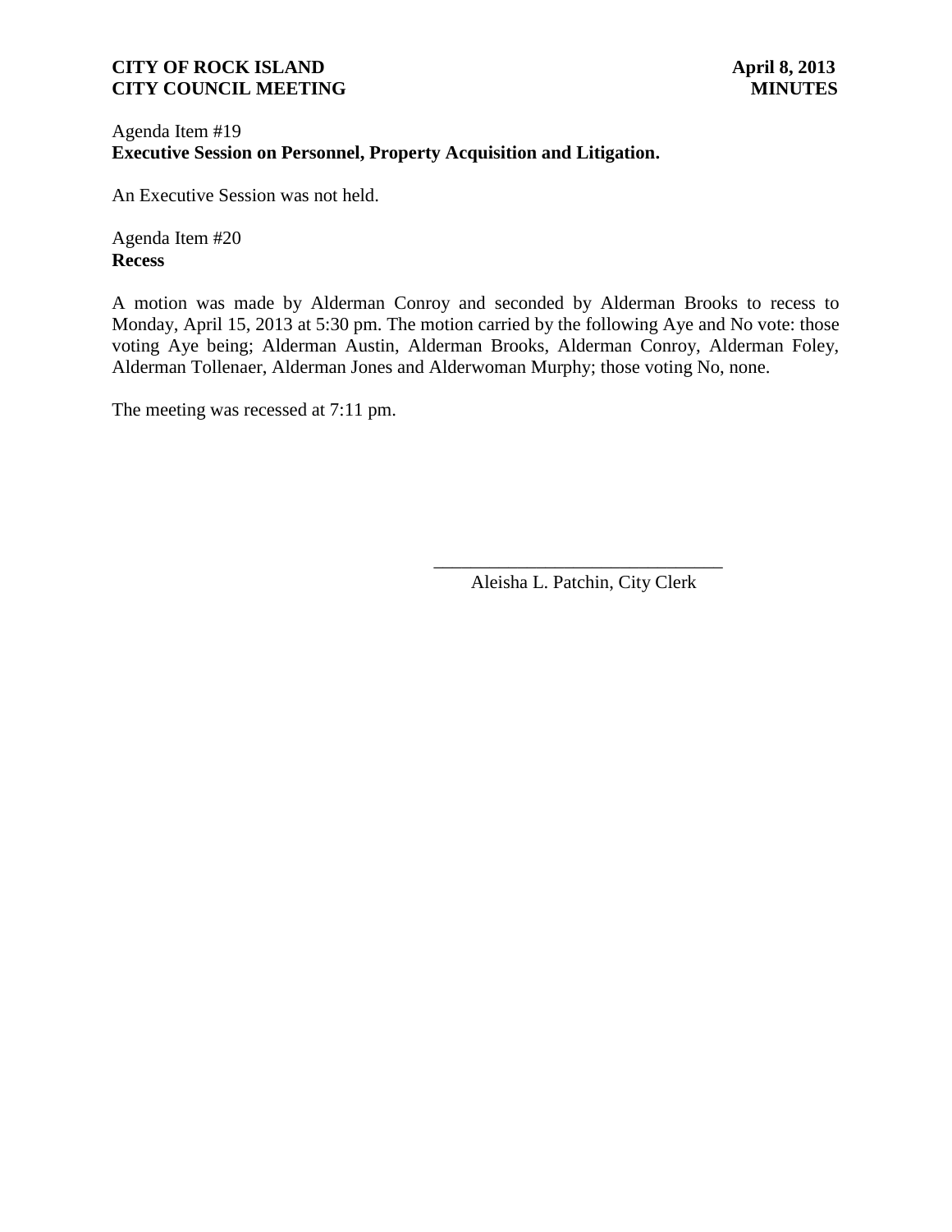Agenda Item #19
**Executive Session on Personnel, Property Acquisition and Litigation.**

An Executive Session was not held.

Agenda Item #20
**Recess**

A motion was made by Alderman Conroy and seconded by Alderman Brooks to recess to Monday, April 15, 2013 at 5:30 pm. The motion carried by the following Aye and No vote: those voting Aye being; Alderman Austin, Alderman Brooks, Alderman Conroy, Alderman Foley, Alderman Tollenaer, Alderman Jones and Alderwoman Murphy; those voting No, none.

The meeting was recessed at 7:11 pm.

\_\_\_\_\_\_\_\_\_\_\_\_\_\_\_\_\_\_\_\_\_\_\_\_\_\_\_\_\_\_
Aleisha L. Patchin, City Clerk